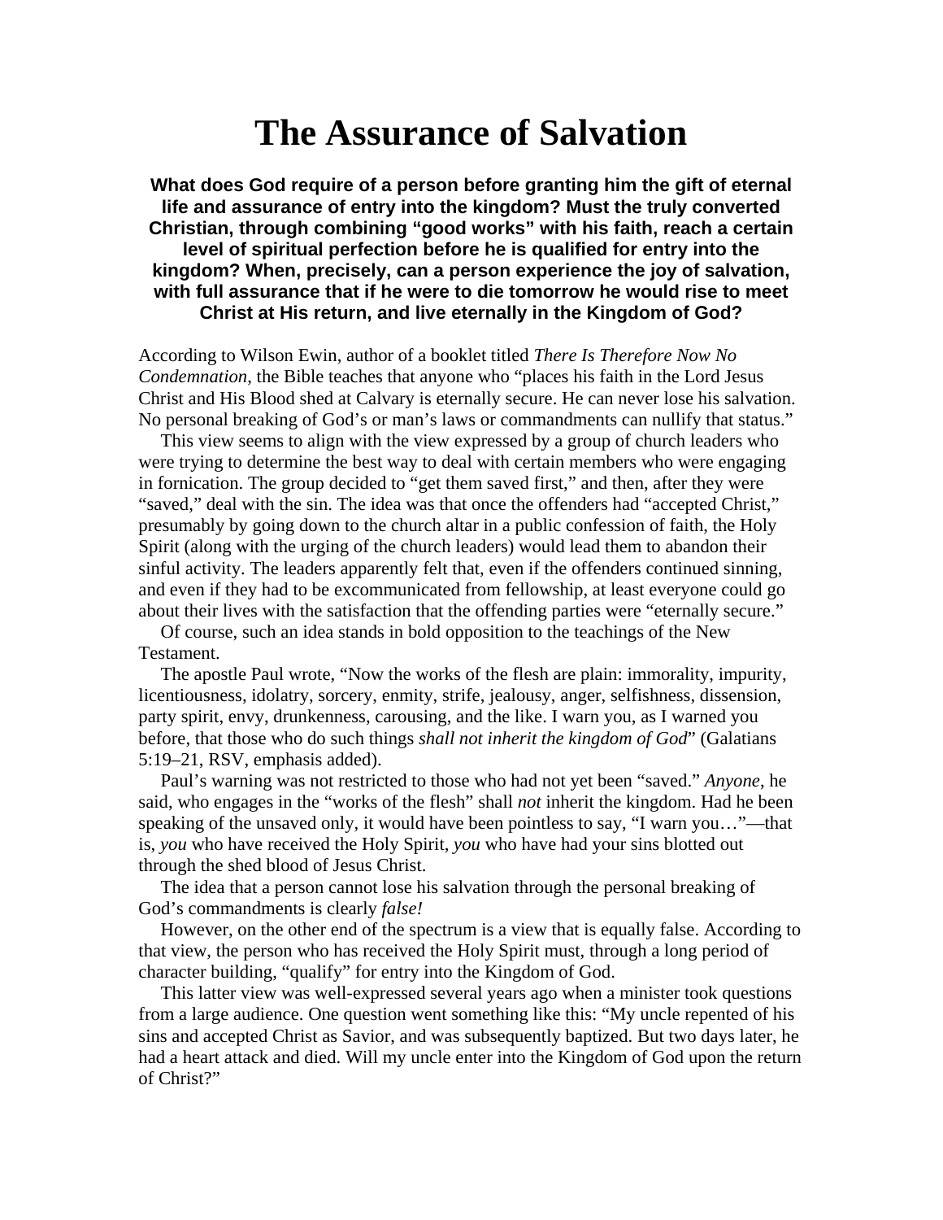# The Assurance of Salvation

**What does God require of a person before granting him the gift of eternal life and assurance of entry into the kingdom? Must the truly converted Christian, through combining "good works" with his faith, reach a certain level of spiritual perfection before he is qualified for entry into the kingdom? When, precisely, can a person experience the joy of salvation, with full assurance that if he were to die tomorrow he would rise to meet Christ at His return, and live eternally in the Kingdom of God?**

According to Wilson Ewin, author of a booklet titled *There Is Therefore Now No Condemnation*, the Bible teaches that anyone who "places his faith in the Lord Jesus Christ and His Blood shed at Calvary is eternally secure. He can never lose his salvation. No personal breaking of God's or man's laws or commandments can nullify that status."

This view seems to align with the view expressed by a group of church leaders who were trying to determine the best way to deal with certain members who were engaging in fornication. The group decided to "get them saved first," and then, after they were "saved," deal with the sin. The idea was that once the offenders had "accepted Christ," presumably by going down to the church altar in a public confession of faith, the Holy Spirit (along with the urging of the church leaders) would lead them to abandon their sinful activity. The leaders apparently felt that, even if the offenders continued sinning, and even if they had to be excommunicated from fellowship, at least everyone could go about their lives with the satisfaction that the offending parties were "eternally secure."

Of course, such an idea stands in bold opposition to the teachings of the New Testament.

The apostle Paul wrote, "Now the works of the flesh are plain: immorality, impurity, licentiousness, idolatry, sorcery, enmity, strife, jealousy, anger, selfishness, dissension, party spirit, envy, drunkenness, carousing, and the like. I warn you, as I warned you before, that those who do such things *shall not inherit the kingdom of God*" (Galatians 5:19–21, RSV, emphasis added).

Paul's warning was not restricted to those who had not yet been "saved." *Anyone*, he said, who engages in the "works of the flesh" shall *not* inherit the kingdom. Had he been speaking of the unsaved only, it would have been pointless to say, "I warn you…"—that is, *you* who have received the Holy Spirit, *you* who have had your sins blotted out through the shed blood of Jesus Christ.

The idea that a person cannot lose his salvation through the personal breaking of God's commandments is clearly *false!*

However, on the other end of the spectrum is a view that is equally false. According to that view, the person who has received the Holy Spirit must, through a long period of character building, "qualify" for entry into the Kingdom of God.

This latter view was well-expressed several years ago when a minister took questions from a large audience. One question went something like this: "My uncle repented of his sins and accepted Christ as Savior, and was subsequently baptized. But two days later, he had a heart attack and died. Will my uncle enter into the Kingdom of God upon the return of Christ?"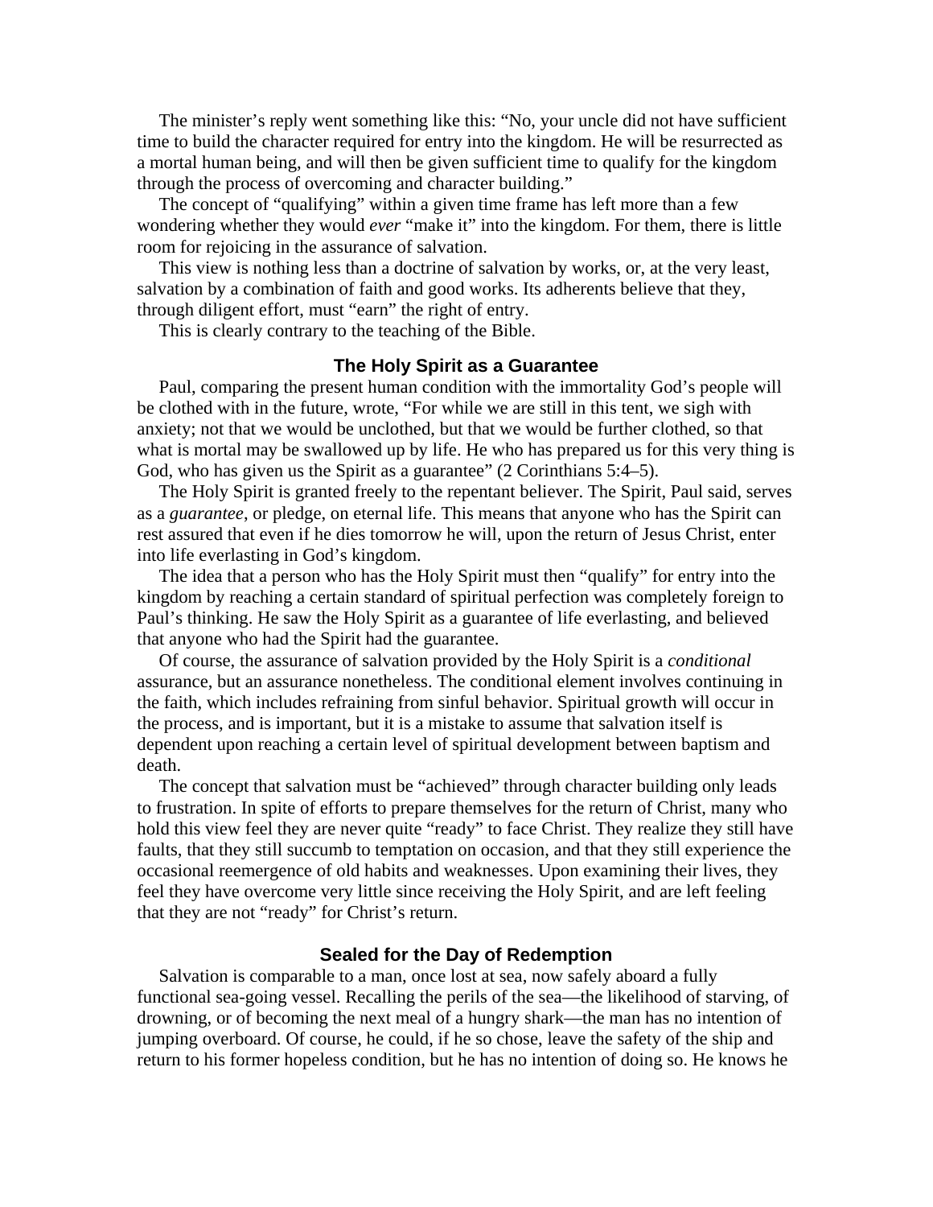The minister's reply went something like this: "No, your uncle did not have sufficient time to build the character required for entry into the kingdom. He will be resurrected as a mortal human being, and will then be given sufficient time to qualify for the kingdom through the process of overcoming and character building."

The concept of "qualifying" within a given time frame has left more than a few wondering whether they would *ever* "make it" into the kingdom. For them, there is little room for rejoicing in the assurance of salvation.

This view is nothing less than a doctrine of salvation by works, or, at the very least, salvation by a combination of faith and good works. Its adherents believe that they, through diligent effort, must "earn" the right of entry.

This is clearly contrary to the teaching of the Bible.

## The Holy Spirit as a Guarantee

Paul, comparing the present human condition with the immortality God's people will be clothed with in the future, wrote, "For while we are still in this tent, we sigh with anxiety; not that we would be unclothed, but that we would be further clothed, so that what is mortal may be swallowed up by life. He who has prepared us for this very thing is God, who has given us the Spirit as a guarantee" (2 Corinthians 5:4–5).

The Holy Spirit is granted freely to the repentant believer. The Spirit, Paul said, serves as a *guarantee*, or pledge, on eternal life. This means that anyone who has the Spirit can rest assured that even if he dies tomorrow he will, upon the return of Jesus Christ, enter into life everlasting in God's kingdom.

The idea that a person who has the Holy Spirit must then "qualify" for entry into the kingdom by reaching a certain standard of spiritual perfection was completely foreign to Paul's thinking. He saw the Holy Spirit as a guarantee of life everlasting, and believed that anyone who had the Spirit had the guarantee.

Of course, the assurance of salvation provided by the Holy Spirit is a *conditional* assurance, but an assurance nonetheless. The conditional element involves continuing in the faith, which includes refraining from sinful behavior. Spiritual growth will occur in the process, and is important, but it is a mistake to assume that salvation itself is dependent upon reaching a certain level of spiritual development between baptism and death.

The concept that salvation must be "achieved" through character building only leads to frustration. In spite of efforts to prepare themselves for the return of Christ, many who hold this view feel they are never quite "ready" to face Christ. They realize they still have faults, that they still succumb to temptation on occasion, and that they still experience the occasional reemergence of old habits and weaknesses. Upon examining their lives, they feel they have overcome very little since receiving the Holy Spirit, and are left feeling that they are not "ready" for Christ's return.

## Sealed for the Day of Redemption

Salvation is comparable to a man, once lost at sea, now safely aboard a fully functional sea-going vessel. Recalling the perils of the sea—the likelihood of starving, of drowning, or of becoming the next meal of a hungry shark—the man has no intention of jumping overboard. Of course, he could, if he so chose, leave the safety of the ship and return to his former hopeless condition, but he has no intention of doing so. He knows he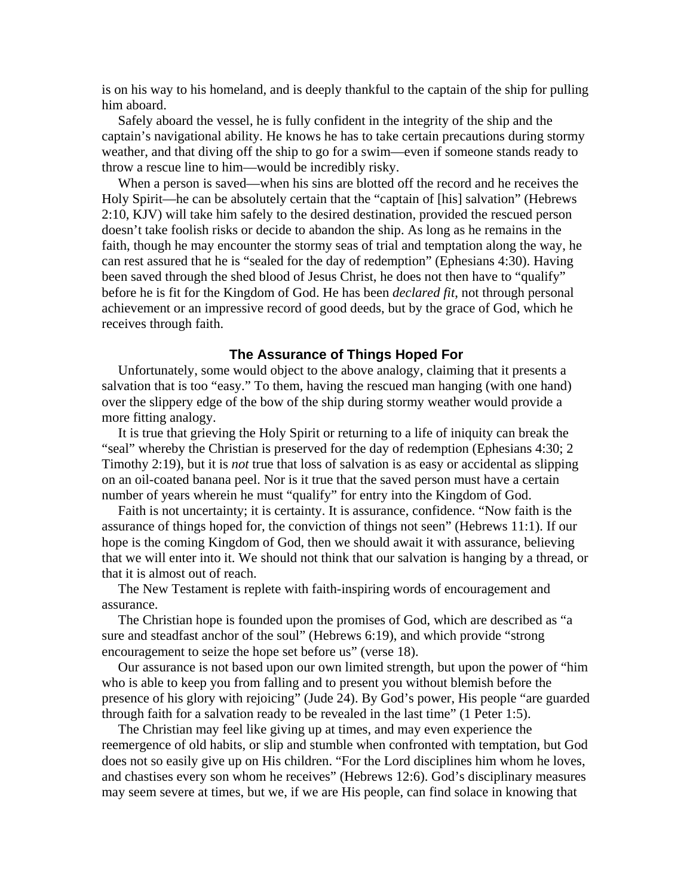is on his way to his homeland, and is deeply thankful to the captain of the ship for pulling him aboard.

Safely aboard the vessel, he is fully confident in the integrity of the ship and the captain's navigational ability. He knows he has to take certain precautions during stormy weather, and that diving off the ship to go for a swim—even if someone stands ready to throw a rescue line to him—would be incredibly risky.

When a person is saved—when his sins are blotted off the record and he receives the Holy Spirit—he can be absolutely certain that the "captain of [his] salvation" (Hebrews 2:10, KJV) will take him safely to the desired destination, provided the rescued person doesn't take foolish risks or decide to abandon the ship. As long as he remains in the faith, though he may encounter the stormy seas of trial and temptation along the way, he can rest assured that he is "sealed for the day of redemption" (Ephesians 4:30). Having been saved through the shed blood of Jesus Christ, he does not then have to "qualify" before he is fit for the Kingdom of God. He has been *declared fit*, not through personal achievement or an impressive record of good deeds, but by the grace of God, which he receives through faith.

## The Assurance of Things Hoped For

Unfortunately, some would object to the above analogy, claiming that it presents a salvation that is too "easy." To them, having the rescued man hanging (with one hand) over the slippery edge of the bow of the ship during stormy weather would provide a more fitting analogy.

It is true that grieving the Holy Spirit or returning to a life of iniquity can break the "seal" whereby the Christian is preserved for the day of redemption (Ephesians 4:30; 2 Timothy 2:19), but it is *not* true that loss of salvation is as easy or accidental as slipping on an oil-coated banana peel. Nor is it true that the saved person must have a certain number of years wherein he must "qualify" for entry into the Kingdom of God.

Faith is not uncertainty; it is certainty. It is assurance, confidence. "Now faith is the assurance of things hoped for, the conviction of things not seen" (Hebrews 11:1). If our hope is the coming Kingdom of God, then we should await it with assurance, believing that we will enter into it. We should not think that our salvation is hanging by a thread, or that it is almost out of reach.

The New Testament is replete with faith-inspiring words of encouragement and assurance.

The Christian hope is founded upon the promises of God, which are described as "a sure and steadfast anchor of the soul" (Hebrews 6:19), and which provide "strong encouragement to seize the hope set before us" (verse 18).

Our assurance is not based upon our own limited strength, but upon the power of "him who is able to keep you from falling and to present you without blemish before the presence of his glory with rejoicing" (Jude 24). By God's power, His people "are guarded through faith for a salvation ready to be revealed in the last time" (1 Peter 1:5).

The Christian may feel like giving up at times, and may even experience the reemergence of old habits, or slip and stumble when confronted with temptation, but God does not so easily give up on His children. "For the Lord disciplines him whom he loves, and chastises every son whom he receives" (Hebrews 12:6). God's disciplinary measures may seem severe at times, but we, if we are His people, can find solace in knowing that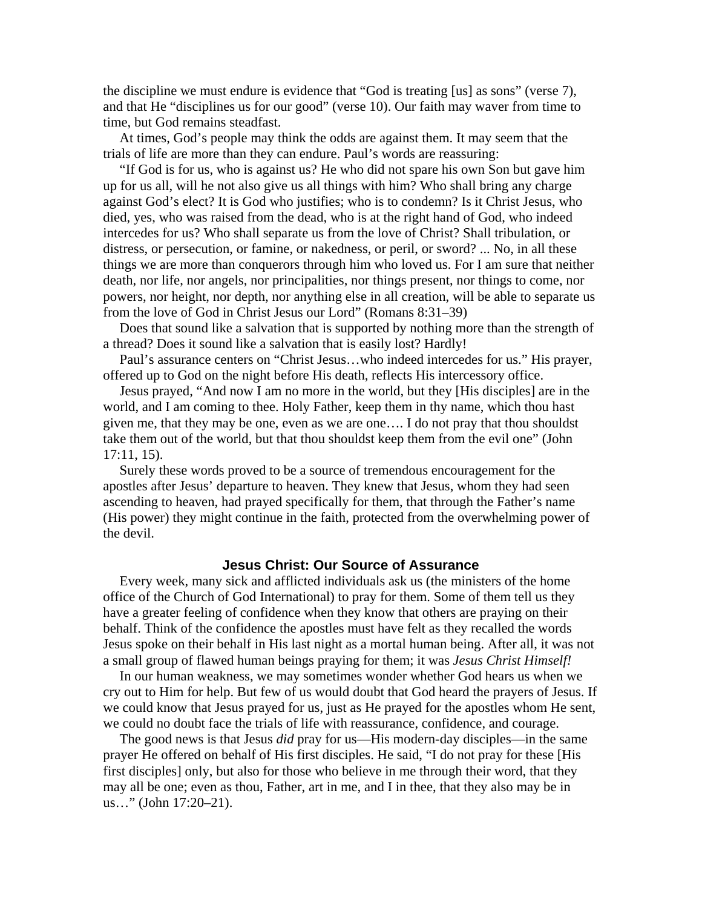the discipline we must endure is evidence that "God is treating [us] as sons" (verse 7), and that He "disciplines us for our good" (verse 10). Our faith may waver from time to time, but God remains steadfast.

At times, God's people may think the odds are against them. It may seem that the trials of life are more than they can endure. Paul's words are reassuring:

"If God is for us, who is against us? He who did not spare his own Son but gave him up for us all, will he not also give us all things with him? Who shall bring any charge against God's elect? It is God who justifies; who is to condemn? Is it Christ Jesus, who died, yes, who was raised from the dead, who is at the right hand of God, who indeed intercedes for us? Who shall separate us from the love of Christ? Shall tribulation, or distress, or persecution, or famine, or nakedness, or peril, or sword? ... No, in all these things we are more than conquerors through him who loved us. For I am sure that neither death, nor life, nor angels, nor principalities, nor things present, nor things to come, nor powers, nor height, nor depth, nor anything else in all creation, will be able to separate us from the love of God in Christ Jesus our Lord" (Romans 8:31–39)

Does that sound like a salvation that is supported by nothing more than the strength of a thread? Does it sound like a salvation that is easily lost? Hardly!

Paul's assurance centers on "Christ Jesus…who indeed intercedes for us." His prayer, offered up to God on the night before His death, reflects His intercessory office.

Jesus prayed, "And now I am no more in the world, but they [His disciples] are in the world, and I am coming to thee. Holy Father, keep them in thy name, which thou hast given me, that they may be one, even as we are one…. I do not pray that thou shouldst take them out of the world, but that thou shouldst keep them from the evil one" (John 17:11, 15).

Surely these words proved to be a source of tremendous encouragement for the apostles after Jesus' departure to heaven. They knew that Jesus, whom they had seen ascending to heaven, had prayed specifically for them, that through the Father's name (His power) they might continue in the faith, protected from the overwhelming power of the devil.

## Jesus Christ: Our Source of Assurance

Every week, many sick and afflicted individuals ask us (the ministers of the home office of the Church of God International) to pray for them. Some of them tell us they have a greater feeling of confidence when they know that others are praying on their behalf. Think of the confidence the apostles must have felt as they recalled the words Jesus spoke on their behalf in His last night as a mortal human being. After all, it was not a small group of flawed human beings praying for them; it was *Jesus Christ Himself!*

In our human weakness, we may sometimes wonder whether God hears us when we cry out to Him for help. But few of us would doubt that God heard the prayers of Jesus. If we could know that Jesus prayed for us, just as He prayed for the apostles whom He sent, we could no doubt face the trials of life with reassurance, confidence, and courage.

The good news is that Jesus *did* pray for us—His modern-day disciples—in the same prayer He offered on behalf of His first disciples. He said, "I do not pray for these [His first disciples] only, but also for those who believe in me through their word, that they may all be one; even as thou, Father, art in me, and I in thee, that they also may be in us…" (John 17:20–21).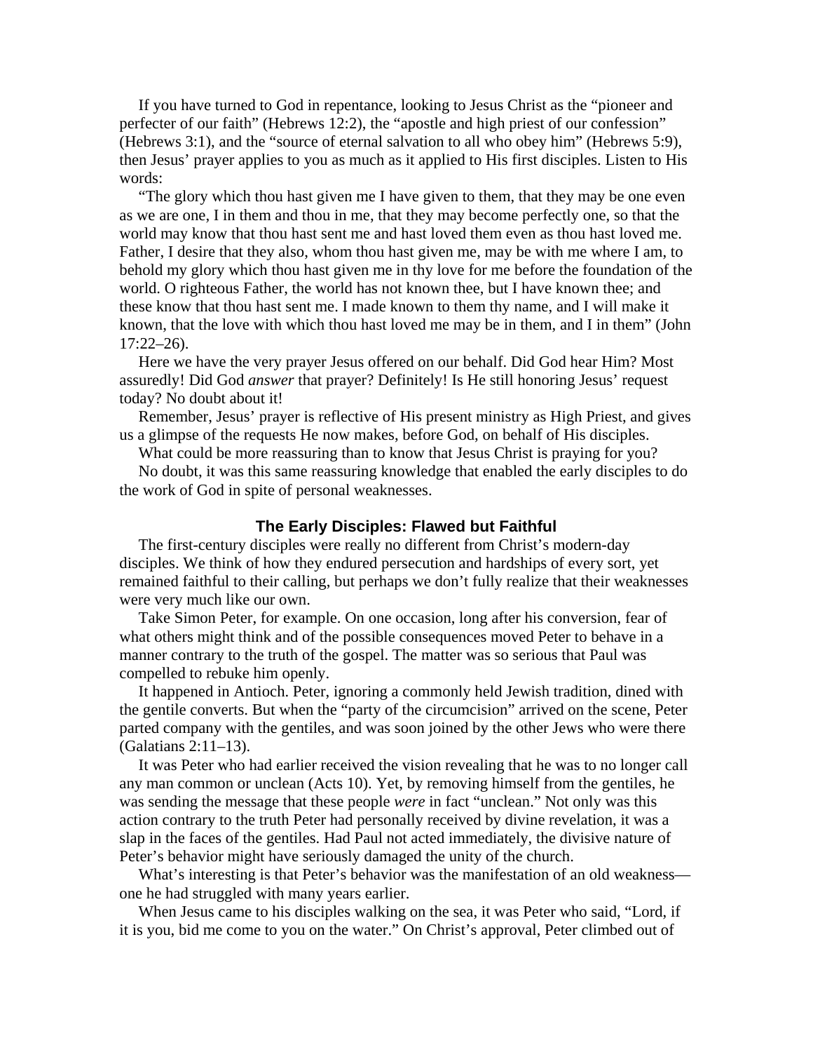If you have turned to God in repentance, looking to Jesus Christ as the "pioneer and perfecter of our faith" (Hebrews 12:2), the "apostle and high priest of our confession" (Hebrews 3:1), and the "source of eternal salvation to all who obey him" (Hebrews 5:9), then Jesus' prayer applies to you as much as it applied to His first disciples. Listen to His words:

"The glory which thou hast given me I have given to them, that they may be one even as we are one, I in them and thou in me, that they may become perfectly one, so that the world may know that thou hast sent me and hast loved them even as thou hast loved me. Father, I desire that they also, whom thou hast given me, may be with me where I am, to behold my glory which thou hast given me in thy love for me before the foundation of the world. O righteous Father, the world has not known thee, but I have known thee; and these know that thou hast sent me. I made known to them thy name, and I will make it known, that the love with which thou hast loved me may be in them, and I in them" (John 17:22–26).

Here we have the very prayer Jesus offered on our behalf. Did God hear Him? Most assuredly! Did God *answer* that prayer? Definitely! Is He still honoring Jesus' request today? No doubt about it!

Remember, Jesus' prayer is reflective of His present ministry as High Priest, and gives us a glimpse of the requests He now makes, before God, on behalf of His disciples.

What could be more reassuring than to know that Jesus Christ is praying for you?

No doubt, it was this same reassuring knowledge that enabled the early disciples to do the work of God in spite of personal weaknesses.

## The Early Disciples: Flawed but Faithful

The first-century disciples were really no different from Christ's modern-day disciples. We think of how they endured persecution and hardships of every sort, yet remained faithful to their calling, but perhaps we don't fully realize that their weaknesses were very much like our own.

Take Simon Peter, for example. On one occasion, long after his conversion, fear of what others might think and of the possible consequences moved Peter to behave in a manner contrary to the truth of the gospel. The matter was so serious that Paul was compelled to rebuke him openly.

It happened in Antioch. Peter, ignoring a commonly held Jewish tradition, dined with the gentile converts. But when the "party of the circumcision" arrived on the scene, Peter parted company with the gentiles, and was soon joined by the other Jews who were there (Galatians 2:11–13).

It was Peter who had earlier received the vision revealing that he was to no longer call any man common or unclean (Acts 10). Yet, by removing himself from the gentiles, he was sending the message that these people *were* in fact "unclean." Not only was this action contrary to the truth Peter had personally received by divine revelation, it was a slap in the faces of the gentiles. Had Paul not acted immediately, the divisive nature of Peter's behavior might have seriously damaged the unity of the church.

What's interesting is that Peter's behavior was the manifestation of an old weakness—one he had struggled with many years earlier.

When Jesus came to his disciples walking on the sea, it was Peter who said, "Lord, if it is you, bid me come to you on the water." On Christ's approval, Peter climbed out of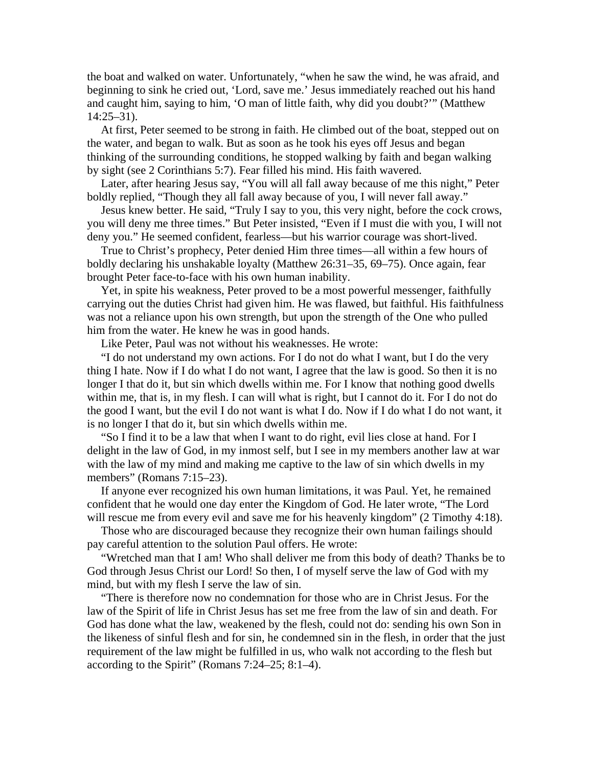the boat and walked on water. Unfortunately, "when he saw the wind, he was afraid, and beginning to sink he cried out, 'Lord, save me.' Jesus immediately reached out his hand and caught him, saying to him, 'O man of little faith, why did you doubt?'" (Matthew 14:25–31).

At first, Peter seemed to be strong in faith. He climbed out of the boat, stepped out on the water, and began to walk. But as soon as he took his eyes off Jesus and began thinking of the surrounding conditions, he stopped walking by faith and began walking by sight (see 2 Corinthians 5:7). Fear filled his mind. His faith wavered.

Later, after hearing Jesus say, "You will all fall away because of me this night," Peter boldly replied, "Though they all fall away because of you, I will never fall away."

Jesus knew better. He said, "Truly I say to you, this very night, before the cock crows, you will deny me three times." But Peter insisted, "Even if I must die with you, I will not deny you." He seemed confident, fearless—but his warrior courage was short-lived.

True to Christ's prophecy, Peter denied Him three times—all within a few hours of boldly declaring his unshakable loyalty (Matthew 26:31–35, 69–75). Once again, fear brought Peter face-to-face with his own human inability.

Yet, in spite his weakness, Peter proved to be a most powerful messenger, faithfully carrying out the duties Christ had given him. He was flawed, but faithful. His faithfulness was not a reliance upon his own strength, but upon the strength of the One who pulled him from the water. He knew he was in good hands.

Like Peter, Paul was not without his weaknesses. He wrote:

"I do not understand my own actions. For I do not do what I want, but I do the very thing I hate. Now if I do what I do not want, I agree that the law is good. So then it is no longer I that do it, but sin which dwells within me. For I know that nothing good dwells within me, that is, in my flesh. I can will what is right, but I cannot do it. For I do not do the good I want, but the evil I do not want is what I do. Now if I do what I do not want, it is no longer I that do it, but sin which dwells within me.

"So I find it to be a law that when I want to do right, evil lies close at hand. For I delight in the law of God, in my inmost self, but I see in my members another law at war with the law of my mind and making me captive to the law of sin which dwells in my members" (Romans 7:15–23).

If anyone ever recognized his own human limitations, it was Paul. Yet, he remained confident that he would one day enter the Kingdom of God. He later wrote, "The Lord will rescue me from every evil and save me for his heavenly kingdom" (2 Timothy 4:18).

Those who are discouraged because they recognize their own human failings should pay careful attention to the solution Paul offers. He wrote:

"Wretched man that I am! Who shall deliver me from this body of death? Thanks be to God through Jesus Christ our Lord! So then, I of myself serve the law of God with my mind, but with my flesh I serve the law of sin.

"There is therefore now no condemnation for those who are in Christ Jesus. For the law of the Spirit of life in Christ Jesus has set me free from the law of sin and death. For God has done what the law, weakened by the flesh, could not do: sending his own Son in the likeness of sinful flesh and for sin, he condemned sin in the flesh, in order that the just requirement of the law might be fulfilled in us, who walk not according to the flesh but according to the Spirit" (Romans 7:24–25; 8:1–4).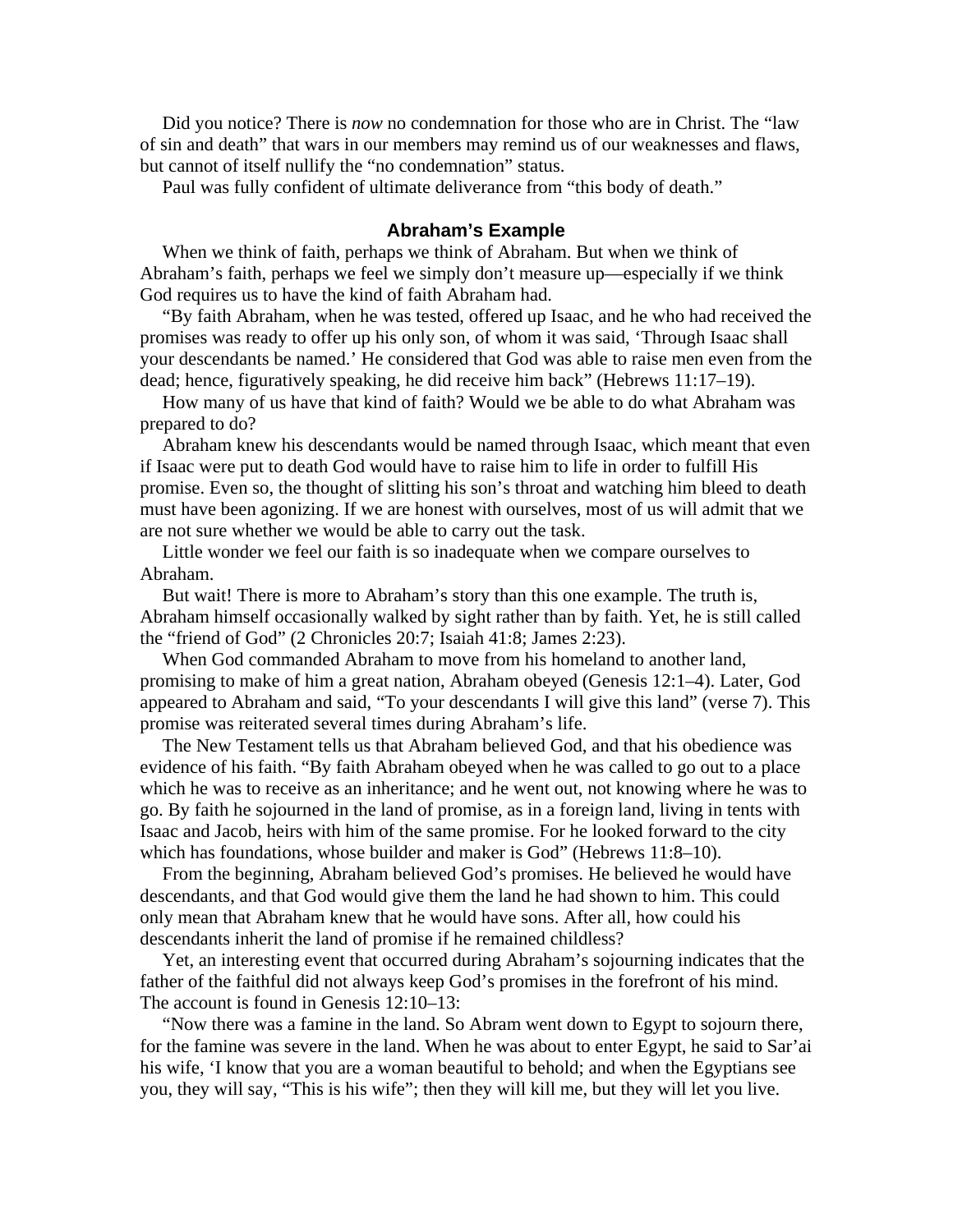Did you notice? There is *now* no condemnation for those who are in Christ. The "law of sin and death" that wars in our members may remind us of our weaknesses and flaws, but cannot of itself nullify the "no condemnation" status.

Paul was fully confident of ultimate deliverance from "this body of death."

### Abraham's Example

When we think of faith, perhaps we think of Abraham. But when we think of Abraham's faith, perhaps we feel we simply don't measure up—especially if we think God requires us to have the kind of faith Abraham had.

"By faith Abraham, when he was tested, offered up Isaac, and he who had received the promises was ready to offer up his only son, of whom it was said, 'Through Isaac shall your descendants be named.' He considered that God was able to raise men even from the dead; hence, figuratively speaking, he did receive him back" (Hebrews 11:17–19).

How many of us have that kind of faith? Would we be able to do what Abraham was prepared to do?

Abraham knew his descendants would be named through Isaac, which meant that even if Isaac were put to death God would have to raise him to life in order to fulfill His promise. Even so, the thought of slitting his son's throat and watching him bleed to death must have been agonizing. If we are honest with ourselves, most of us will admit that we are not sure whether we would be able to carry out the task.

Little wonder we feel our faith is so inadequate when we compare ourselves to Abraham.

But wait! There is more to Abraham's story than this one example. The truth is, Abraham himself occasionally walked by sight rather than by faith. Yet, he is still called the "friend of God" (2 Chronicles 20:7; Isaiah 41:8; James 2:23).

When God commanded Abraham to move from his homeland to another land, promising to make of him a great nation, Abraham obeyed (Genesis 12:1–4). Later, God appeared to Abraham and said, "To your descendants I will give this land" (verse 7). This promise was reiterated several times during Abraham's life.

The New Testament tells us that Abraham believed God, and that his obedience was evidence of his faith. "By faith Abraham obeyed when he was called to go out to a place which he was to receive as an inheritance; and he went out, not knowing where he was to go. By faith he sojourned in the land of promise, as in a foreign land, living in tents with Isaac and Jacob, heirs with him of the same promise. For he looked forward to the city which has foundations, whose builder and maker is God" (Hebrews 11:8–10).

From the beginning, Abraham believed God's promises. He believed he would have descendants, and that God would give them the land he had shown to him. This could only mean that Abraham knew that he would have sons. After all, how could his descendants inherit the land of promise if he remained childless?

Yet, an interesting event that occurred during Abraham's sojourning indicates that the father of the faithful did not always keep God's promises in the forefront of his mind. The account is found in Genesis 12:10–13:

"Now there was a famine in the land. So Abram went down to Egypt to sojourn there, for the famine was severe in the land. When he was about to enter Egypt, he said to Sar'ai his wife, 'I know that you are a woman beautiful to behold; and when the Egyptians see you, they will say, "This is his wife"; then they will kill me, but they will let you live.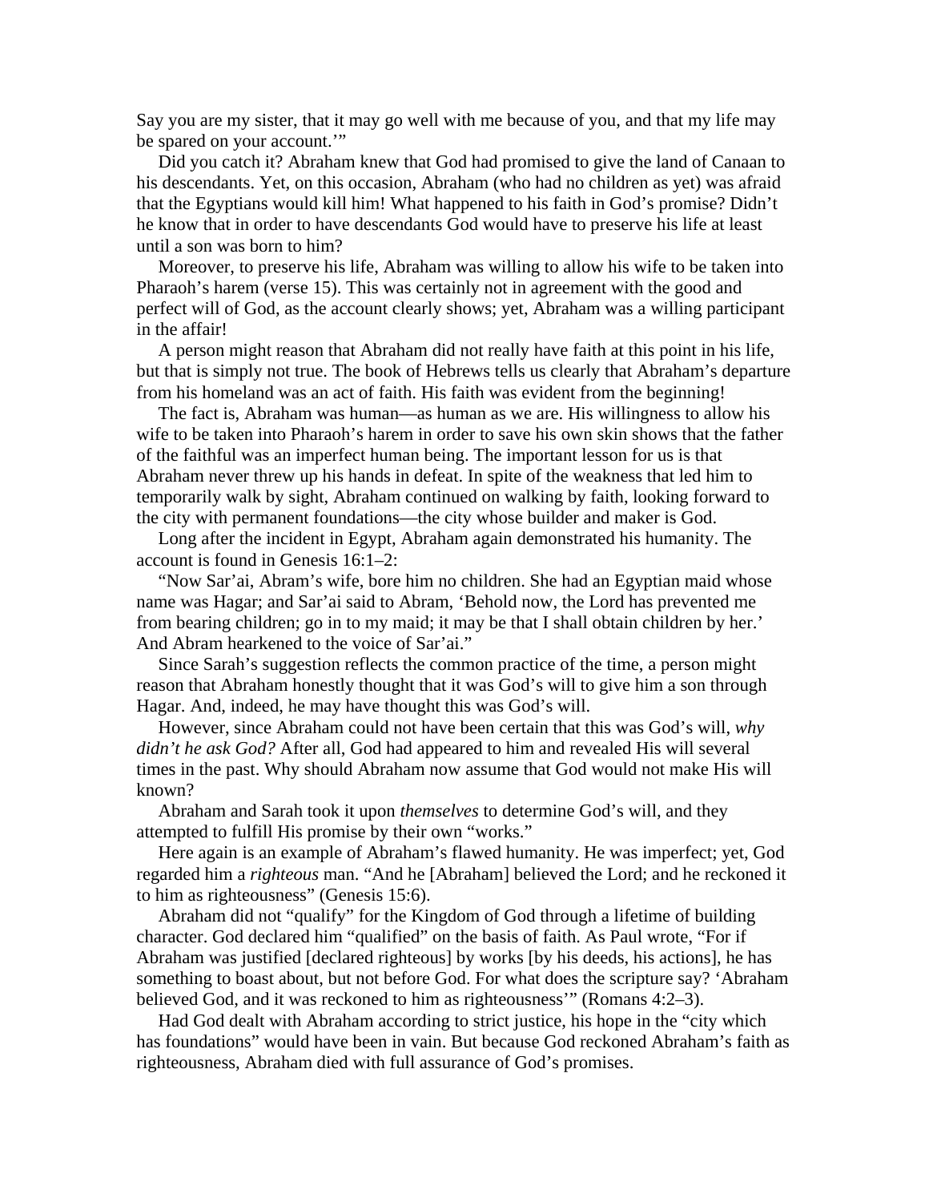Say you are my sister, that it may go well with me because of you, and that my life may be spared on your account.'"

Did you catch it? Abraham knew that God had promised to give the land of Canaan to his descendants. Yet, on this occasion, Abraham (who had no children as yet) was afraid that the Egyptians would kill him! What happened to his faith in God's promise? Didn't he know that in order to have descendants God would have to preserve his life at least until a son was born to him?

Moreover, to preserve his life, Abraham was willing to allow his wife to be taken into Pharaoh's harem (verse 15). This was certainly not in agreement with the good and perfect will of God, as the account clearly shows; yet, Abraham was a willing participant in the affair!

A person might reason that Abraham did not really have faith at this point in his life, but that is simply not true. The book of Hebrews tells us clearly that Abraham's departure from his homeland was an act of faith. His faith was evident from the beginning!

The fact is, Abraham was human—as human as we are. His willingness to allow his wife to be taken into Pharaoh's harem in order to save his own skin shows that the father of the faithful was an imperfect human being. The important lesson for us is that Abraham never threw up his hands in defeat. In spite of the weakness that led him to temporarily walk by sight, Abraham continued on walking by faith, looking forward to the city with permanent foundations—the city whose builder and maker is God.

Long after the incident in Egypt, Abraham again demonstrated his humanity. The account is found in Genesis 16:1–2:

"Now Sar'ai, Abram's wife, bore him no children. She had an Egyptian maid whose name was Hagar; and Sar'ai said to Abram, 'Behold now, the Lord has prevented me from bearing children; go in to my maid; it may be that I shall obtain children by her.' And Abram hearkened to the voice of Sar'ai."

Since Sarah's suggestion reflects the common practice of the time, a person might reason that Abraham honestly thought that it was God's will to give him a son through Hagar. And, indeed, he may have thought this was God's will.

However, since Abraham could not have been certain that this was God's will, *why didn't he ask God?* After all, God had appeared to him and revealed His will several times in the past. Why should Abraham now assume that God would not make His will known?

Abraham and Sarah took it upon *themselves* to determine God's will, and they attempted to fulfill His promise by their own "works."

Here again is an example of Abraham's flawed humanity. He was imperfect; yet, God regarded him a *righteous* man. "And he [Abraham] believed the Lord; and he reckoned it to him as righteousness" (Genesis 15:6).

Abraham did not "qualify" for the Kingdom of God through a lifetime of building character. God declared him "qualified" on the basis of faith. As Paul wrote, "For if Abraham was justified [declared righteous] by works [by his deeds, his actions], he has something to boast about, but not before God. For what does the scripture say? 'Abraham believed God, and it was reckoned to him as righteousness'" (Romans 4:2–3).

Had God dealt with Abraham according to strict justice, his hope in the "city which has foundations" would have been in vain. But because God reckoned Abraham's faith as righteousness, Abraham died with full assurance of God's promises.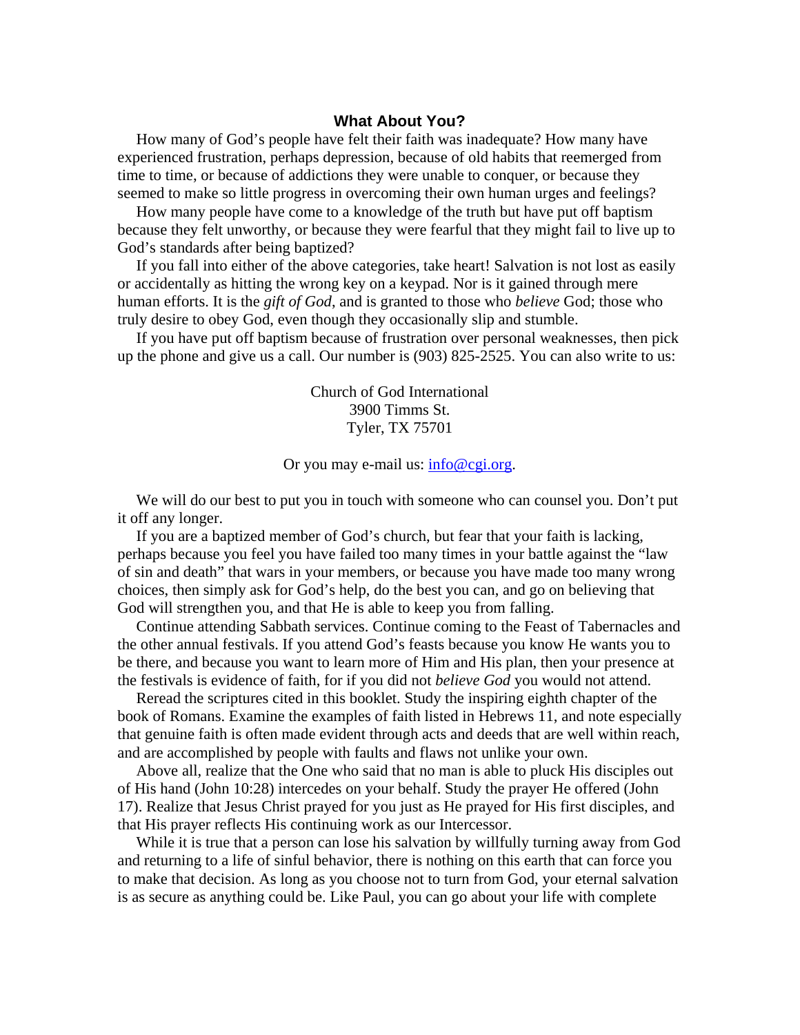## What About You?

How many of God's people have felt their faith was inadequate? How many have experienced frustration, perhaps depression, because of old habits that reemerged from time to time, or because of addictions they were unable to conquer, or because they seemed to make so little progress in overcoming their own human urges and feelings?

How many people have come to a knowledge of the truth but have put off baptism because they felt unworthy, or because they were fearful that they might fail to live up to God's standards after being baptized?

If you fall into either of the above categories, take heart! Salvation is not lost as easily or accidentally as hitting the wrong key on a keypad. Nor is it gained through mere human efforts. It is the *gift of God*, and is granted to those who *believe* God; those who truly desire to obey God, even though they occasionally slip and stumble.

If you have put off baptism because of frustration over personal weaknesses, then pick up the phone and give us a call. Our number is (903) 825-2525. You can also write to us:

Church of God International
3900 Timms St.
Tyler, TX 75701

Or you may e-mail us: info@cgi.org.

We will do our best to put you in touch with someone who can counsel you. Don't put it off any longer.

If you are a baptized member of God's church, but fear that your faith is lacking, perhaps because you feel you have failed too many times in your battle against the "law of sin and death" that wars in your members, or because you have made too many wrong choices, then simply ask for God's help, do the best you can, and go on believing that God will strengthen you, and that He is able to keep you from falling.

Continue attending Sabbath services. Continue coming to the Feast of Tabernacles and the other annual festivals. If you attend God's feasts because you know He wants you to be there, and because you want to learn more of Him and His plan, then your presence at the festivals is evidence of faith, for if you did not *believe God* you would not attend.

Reread the scriptures cited in this booklet. Study the inspiring eighth chapter of the book of Romans. Examine the examples of faith listed in Hebrews 11, and note especially that genuine faith is often made evident through acts and deeds that are well within reach, and are accomplished by people with faults and flaws not unlike your own.

Above all, realize that the One who said that no man is able to pluck His disciples out of His hand (John 10:28) intercedes on your behalf. Study the prayer He offered (John 17). Realize that Jesus Christ prayed for you just as He prayed for His first disciples, and that His prayer reflects His continuing work as our Intercessor.

While it is true that a person can lose his salvation by willfully turning away from God and returning to a life of sinful behavior, there is nothing on this earth that can force you to make that decision. As long as you choose not to turn from God, your eternal salvation is as secure as anything could be. Like Paul, you can go about your life with complete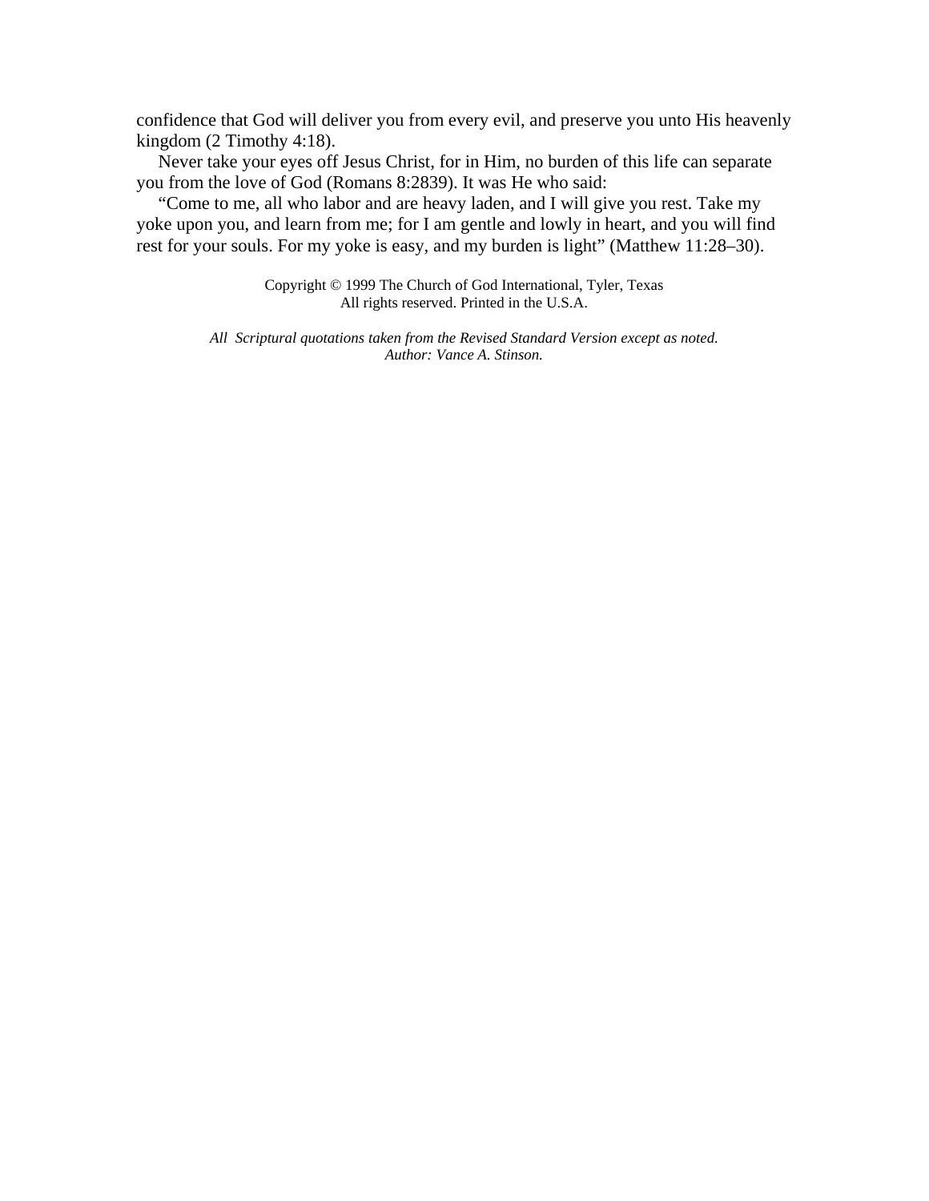confidence that God will deliver you from every evil, and preserve you unto His heavenly kingdom (2 Timothy 4:18).

Never take your eyes off Jesus Christ, for in Him, no burden of this life can separate you from the love of God (Romans 8:2839). It was He who said:

"Come to me, all who labor and are heavy laden, and I will give you rest. Take my yoke upon you, and learn from me; for I am gentle and lowly in heart, and you will find rest for your souls. For my yoke is easy, and my burden is light" (Matthew 11:28–30).

Copyright © 1999 The Church of God International, Tyler, Texas
All rights reserved. Printed in the U.S.A.

*All Scriptural quotations taken from the Revised Standard Version except as noted.*
*Author: Vance A. Stinson.*